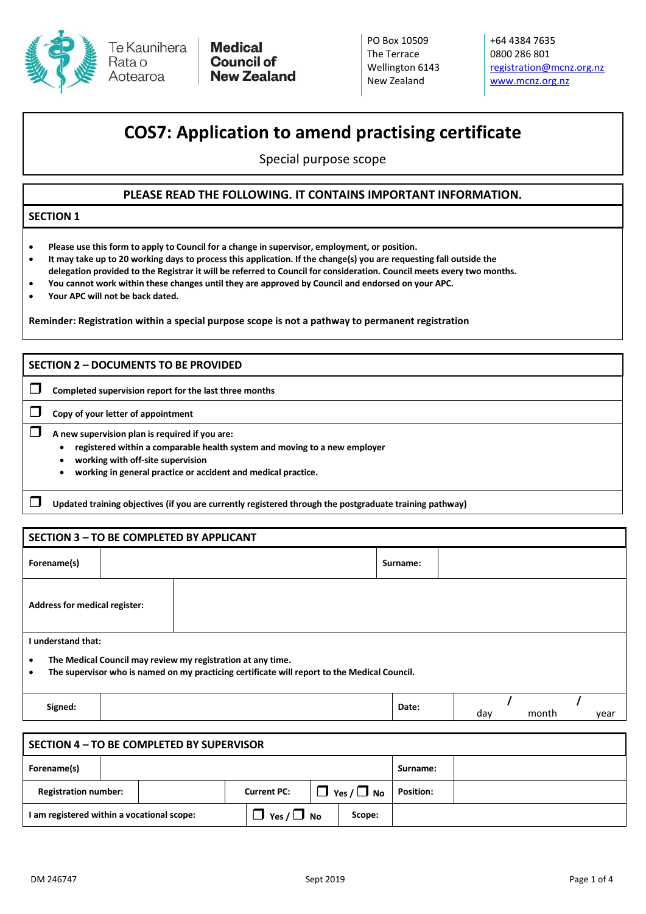Te Kaunihera Rata o Aotearoa **Medical Council of New Zealand**

PO Box 10509
The Terrace
Wellington 6143
New Zealand

+64 4384 7635
0800 286 801
registration@mcnz.org.nz
www.mcnz.org.nz

# COS7: Application to amend practising certificate

Special purpose scope

## PLEASE READ THE FOLLOWING. IT CONTAINS IMPORTANT INFORMATION.

## SECTION 1

- **Please use this form to apply to Council for a change in supervisor, employment, or position.**
- **It may take up to 20 working days to process this application. If the change(s) you are requesting fall outside the delegation provided to the Registrar it will be referred to Council for consideration. Council meets every two months.**
- **You cannot work within these changes until they are approved by Council and endorsed on your APC.**
- **Your APC will not be back dated.**

**Reminder: Registration within a special purpose scope is not a pathway to permanent registration**

## SECTION 2 – DOCUMENTS TO BE PROVIDED

- ☐ **Completed supervision report for the last three months**
- ☐ **Copy of your letter of appointment**
- ☐ **A new supervision plan is required if you are:**
  - **registered within a comparable health system and moving to a new employer**
  - **working with off-site supervision**
  - **working in general practice or accident and medical practice.**
- ☐ **Updated training objectives (if you are currently registered through the postgraduate training pathway)**

## SECTION 3 – TO BE COMPLETED BY APPLICANT

| **Forename(s)** | | **Surname:** | |
|---|---|---|---|
| **Address for medical register:** | | | |

**I understand that:**

- **The Medical Council may review my registration at any time.**
- **The supervisor who is named on my practicing certificate will report to the Medical Council.**

| **Signed:** | | **Date:** | day / month / year |
|---|---|---|---|

## SECTION 4 – TO BE COMPLETED BY SUPERVISOR

| **Forename(s)** | | | | **Surname:** | |
|---|---|---|---|---|---|
| **Registration number:** | | **Current PC:** | ☐ **Yes** / ☐ **No** | **Position:** | |
| **I am registered within a vocational scope:** | | ☐ **Yes** / ☐ **No** | **Scope:** | | |

DM 246747 Sept 2019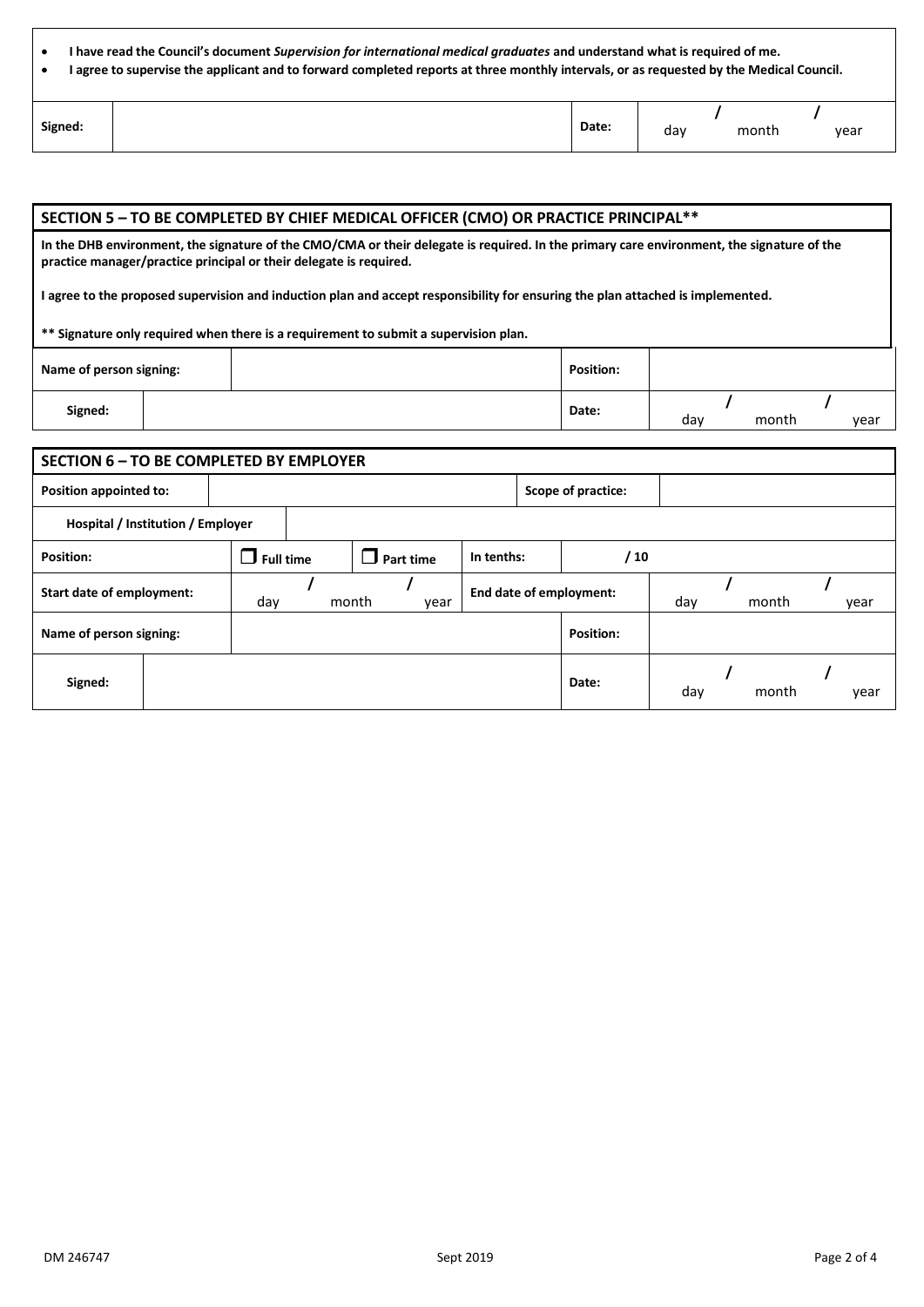- **I have read the Council's document *Supervision for international medical graduates* and understand what is required of me.**
- **I agree to supervise the applicant and to forward completed reports at three monthly intervals, or as requested by the Medical Council.**

| **Signed:** | | **Date:** | / / day month year |
|---|---|---|---|

## SECTION 5 – TO BE COMPLETED BY CHIEF MEDICAL OFFICER (CMO) OR PRACTICE PRINCIPAL**

**In the DHB environment, the signature of the CMO/CMA or their delegate is required. In the primary care environment, the signature of the practice manager/practice principal or their delegate is required.**

**I agree to the proposed supervision and induction plan and accept responsibility for ensuring the plan attached is implemented.**

**** Signature only required when there is a requirement to submit a supervision plan.**

| **Name of person signing:** | | **Position:** | |
|---|---|---|---|
| **Signed:** | | **Date:** | / / day month year |

## SECTION 6 – TO BE COMPLETED BY EMPLOYER

| **Position appointed to:** | | | | **Scope of practice:** | |
|---|---|---|---|---|---|
| **Hospital / Institution / Employer** | | | | | |
| **Position:** | ☐ **Full time** | ☐ **Part time** | **In tenths:** | **/ 10** | |
| **Start date of employment:** | / / day month year | | **End date of employment:** | | / / day month year |
| **Name of person signing:** | | | | **Position:** | |
| **Signed:** | | | | **Date:** | / / day month year |

DM 246747 Sept 2019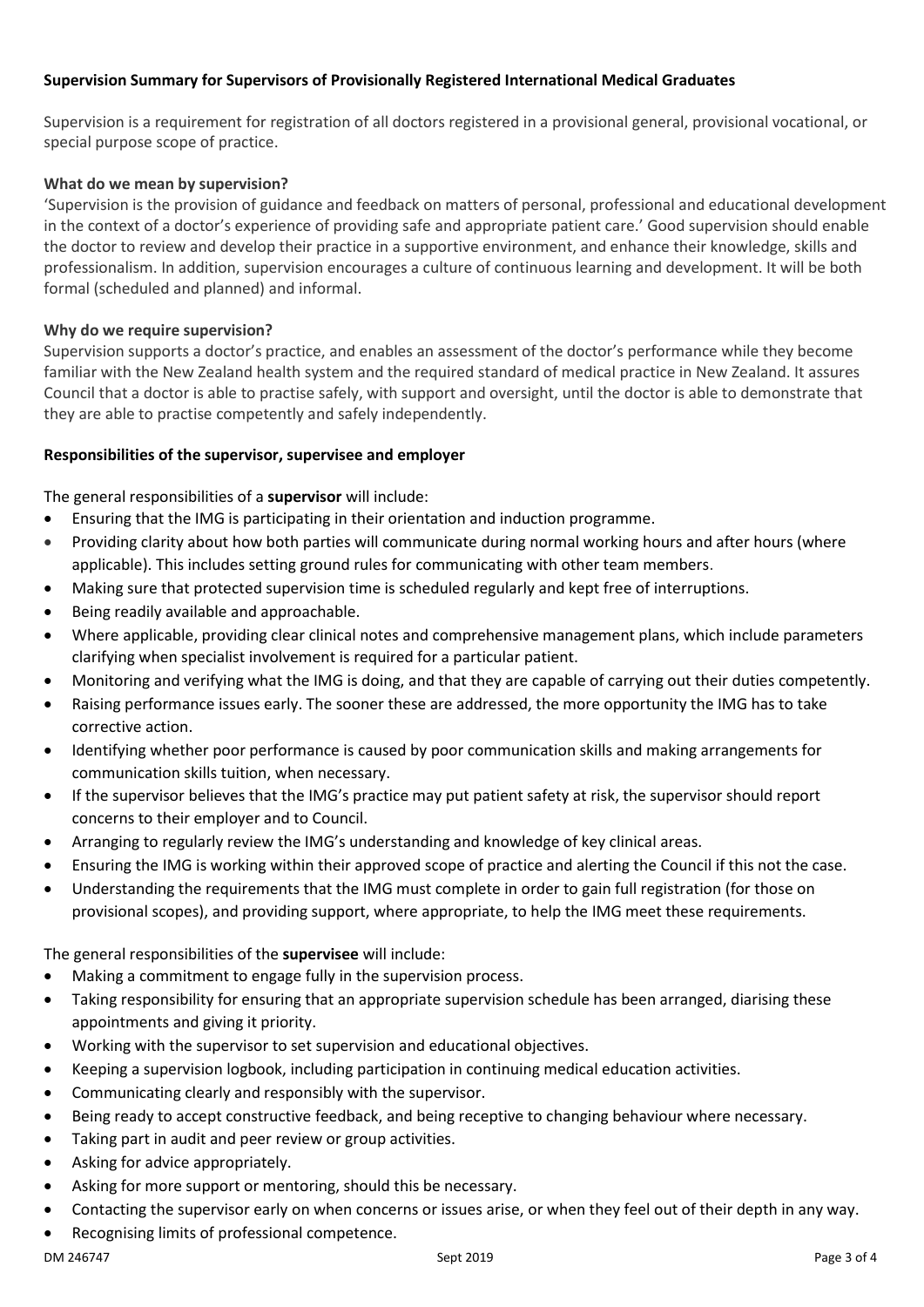**Supervision Summary for Supervisors of Provisionally Registered International Medical Graduates**

Supervision is a requirement for registration of all doctors registered in a provisional general, provisional vocational, or special purpose scope of practice.

**What do we mean by supervision?**

'Supervision is the provision of guidance and feedback on matters of personal, professional and educational development in the context of a doctor's experience of providing safe and appropriate patient care.' Good supervision should enable the doctor to review and develop their practice in a supportive environment, and enhance their knowledge, skills and professionalism. In addition, supervision encourages a culture of continuous learning and development. It will be both formal (scheduled and planned) and informal.

**Why do we require supervision?**

Supervision supports a doctor's practice, and enables an assessment of the doctor's performance while they become familiar with the New Zealand health system and the required standard of medical practice in New Zealand. It assures Council that a doctor is able to practise safely, with support and oversight, until the doctor is able to demonstrate that they are able to practise competently and safely independently.

**Responsibilities of the supervisor, supervisee and employer**

The general responsibilities of a **supervisor** will include:

- Ensuring that the IMG is participating in their orientation and induction programme.
- Providing clarity about how both parties will communicate during normal working hours and after hours (where applicable). This includes setting ground rules for communicating with other team members.
- Making sure that protected supervision time is scheduled regularly and kept free of interruptions.
- Being readily available and approachable.
- Where applicable, providing clear clinical notes and comprehensive management plans, which include parameters clarifying when specialist involvement is required for a particular patient.
- Monitoring and verifying what the IMG is doing, and that they are capable of carrying out their duties competently.
- Raising performance issues early. The sooner these are addressed, the more opportunity the IMG has to take corrective action.
- Identifying whether poor performance is caused by poor communication skills and making arrangements for communication skills tuition, when necessary.
- If the supervisor believes that the IMG's practice may put patient safety at risk, the supervisor should report concerns to their employer and to Council.
- Arranging to regularly review the IMG's understanding and knowledge of key clinical areas.
- Ensuring the IMG is working within their approved scope of practice and alerting the Council if this not the case.
- Understanding the requirements that the IMG must complete in order to gain full registration (for those on provisional scopes), and providing support, where appropriate, to help the IMG meet these requirements.

The general responsibilities of the **supervisee** will include:

- Making a commitment to engage fully in the supervision process.
- Taking responsibility for ensuring that an appropriate supervision schedule has been arranged, diarising these appointments and giving it priority.
- Working with the supervisor to set supervision and educational objectives.
- Keeping a supervision logbook, including participation in continuing medical education activities.
- Communicating clearly and responsibly with the supervisor.
- Being ready to accept constructive feedback, and being receptive to changing behaviour where necessary.
- Taking part in audit and peer review or group activities.
- Asking for advice appropriately.
- Asking for more support or mentoring, should this be necessary.
- Contacting the supervisor early on when concerns or issues arise, or when they feel out of their depth in any way.
- Recognising limits of professional competence.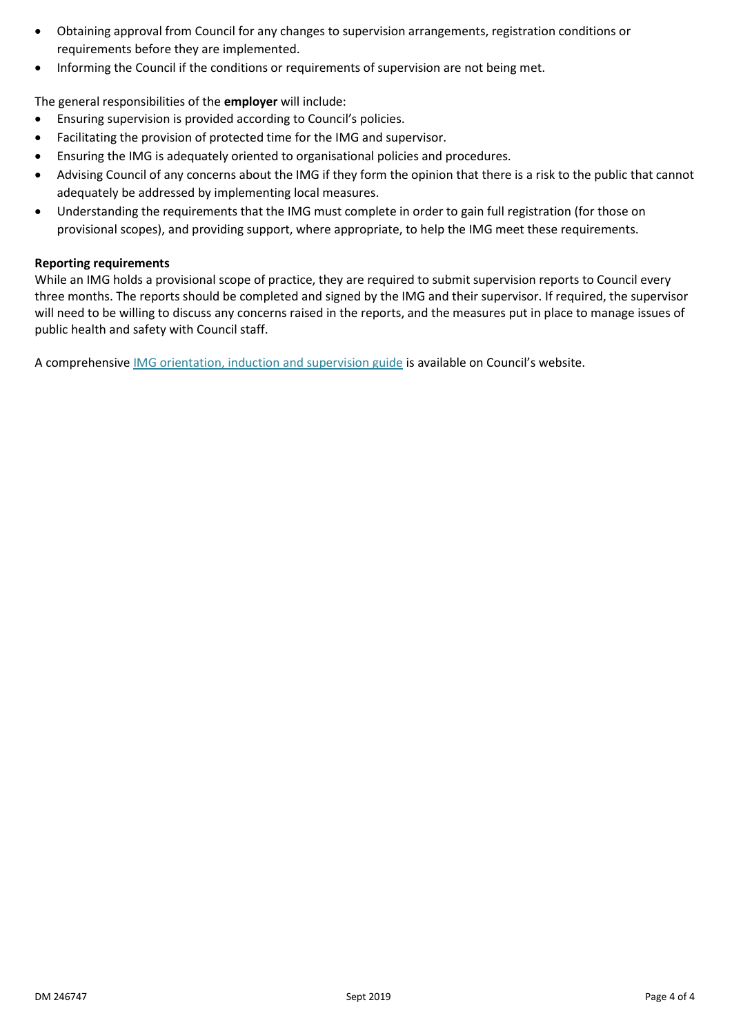- Obtaining approval from Council for any changes to supervision arrangements, registration conditions or requirements before they are implemented.
- Informing the Council if the conditions or requirements of supervision are not being met.

The general responsibilities of the **employer** will include:

- Ensuring supervision is provided according to Council's policies.
- Facilitating the provision of protected time for the IMG and supervisor.
- Ensuring the IMG is adequately oriented to organisational policies and procedures.
- Advising Council of any concerns about the IMG if they form the opinion that there is a risk to the public that cannot adequately be addressed by implementing local measures.
- Understanding the requirements that the IMG must complete in order to gain full registration (for those on provisional scopes), and providing support, where appropriate, to help the IMG meet these requirements.

**Reporting requirements**

While an IMG holds a provisional scope of practice, they are required to submit supervision reports to Council every three months. The reports should be completed and signed by the IMG and their supervisor. If required, the supervisor will need to be willing to discuss any concerns raised in the reports, and the measures put in place to manage issues of public health and safety with Council staff.

A comprehensive IMG orientation, induction and supervision guide is available on Council's website.